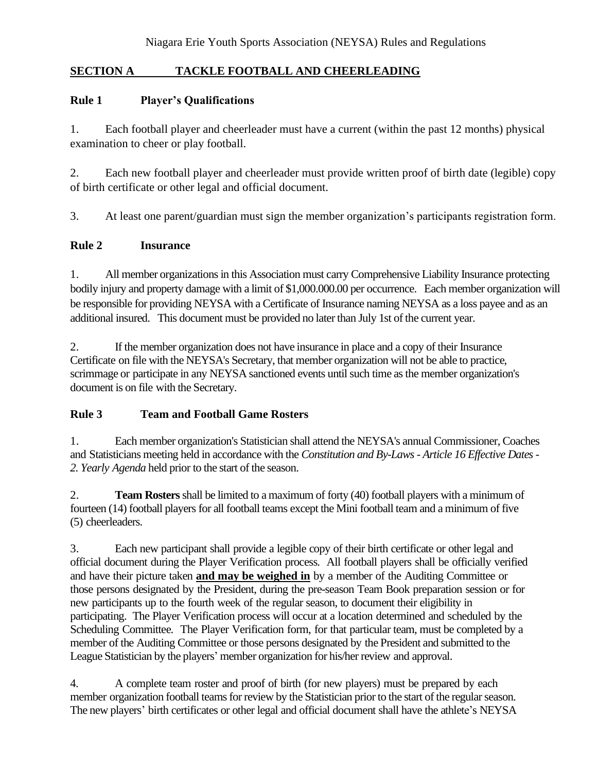Niagara Erie Youth Sports Association (NEYSA) Rules and Regulations

## SECTION A TACKLE FOOTBALL AND CHEERLEADING

### Rule 1 Player's Qualifications

1. Each football player and cheerleader must have a current (within the past 12 months) physical examination to cheer or play football.

2. Each new football player and cheerleader must provide written proof of birth date (legible) copy of birth certificate or other legal and official document.

3. At least one parent/guardian must sign the member organization's participants registration form.

### Rule 2 Insurance

1. All member organizations in this Association must carry Comprehensive Liability Insurance protecting bodily injury and property damage with a limit of $1,000.000.00 per occurrence. Each member organization will be responsible for providing NEYSA with a Certificate of Insurance naming NEYSA as a loss payee and as an additional insured. This document must be provided no later than July 1st of the current year.

2. If the member organization does not have insurance in place and a copy of their Insurance Certificate on file with the NEYSA's Secretary, that member organization will not be able to practice, scrimmage or participate in any NEYSA sanctioned events until such time as the member organization's document is on file with the Secretary.

### Rule 3 Team and Football Game Rosters

1. Each member organization's Statistician shall attend the NEYSA's annual Commissioner, Coaches and Statisticians meeting held in accordance with the *Constitution and By-Laws - Article 16 Effective Dates - 2. Yearly Agenda* held prior to the start of the season.

2. **Team Rosters** shall be limited to a maximum of forty (40) football players with a minimum of fourteen (14) football players for all football teams except the Mini football team and a minimum of five (5) cheerleaders.

3. Each new participant shall provide a legible copy of their birth certificate or other legal and official document during the Player Verification process. All football players shall be officially verified and have their picture taken **<u>and may be weighed in</u>** by a member of the Auditing Committee or those persons designated by the President, during the pre-season Team Book preparation session or for new participants up to the fourth week of the regular season, to document their eligibility in participating. The Player Verification process will occur at a location determined and scheduled by the Scheduling Committee. The Player Verification form, for that particular team, must be completed by a member of the Auditing Committee or those persons designated by the President and submitted to the League Statistician by the players' member organization for his/her review and approval.

4. A complete team roster and proof of birth (for new players) must be prepared by each member organization football teams for review by the Statistician prior to the start of the regular season. The new players' birth certificates or other legal and official document shall have the athlete's NEYSA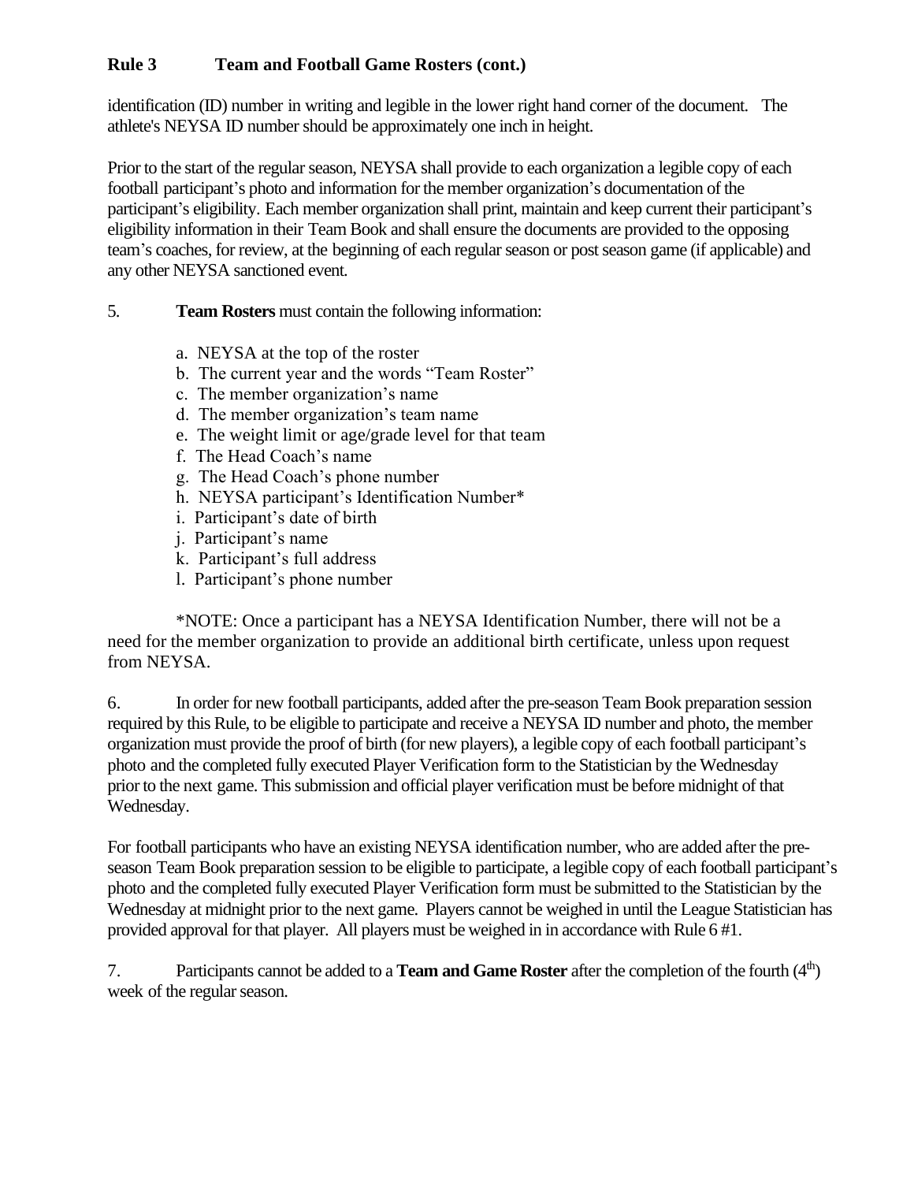## Rule 3 Team and Football Game Rosters (cont.)

identification (ID) number in writing and legible in the lower right hand corner of the document. The athlete's NEYSA ID number should be approximately one inch in height.

Prior to the start of the regular season, NEYSA shall provide to each organization a legible copy of each football participant's photo and information for the member organization's documentation of the participant's eligibility. Each member organization shall print, maintain and keep current their participant's eligibility information in their Team Book and shall ensure the documents are provided to the opposing team's coaches, for review, at the beginning of each regular season or post season game (if applicable) and any other NEYSA sanctioned event.

5. **Team Rosters** must contain the following information:

   a. NEYSA at the top of the roster
   b. The current year and the words "Team Roster"
   c. The member organization's name
   d. The member organization's team name
   e. The weight limit or age/grade level for that team
   f. The Head Coach's name
   g. The Head Coach's phone number
   h. NEYSA participant's Identification Number*
   i. Participant's date of birth
   j. Participant's name
   k. Participant's full address
   l. Participant's phone number

*NOTE: Once a participant has a NEYSA Identification Number, there will not be a need for the member organization to provide an additional birth certificate, unless upon request from NEYSA.

6. In order for new football participants, added after the pre-season Team Book preparation session required by this Rule, to be eligible to participate and receive a NEYSA ID number and photo, the member organization must provide the proof of birth (for new players), a legible copy of each football participant's photo and the completed fully executed Player Verification form to the Statistician by the Wednesday prior to the next game. This submission and official player verification must be before midnight of that Wednesday.

For football participants who have an existing NEYSA identification number, who are added after the pre-season Team Book preparation session to be eligible to participate, a legible copy of each football participant's photo and the completed fully executed Player Verification form must be submitted to the Statistician by the Wednesday at midnight prior to the next game. Players cannot be weighed in until the League Statistician has provided approval for that player. All players must be weighed in in accordance with Rule 6 #1.

7. Participants cannot be added to a **Team and Game Roster** after the completion of the fourth (4th) week of the regular season.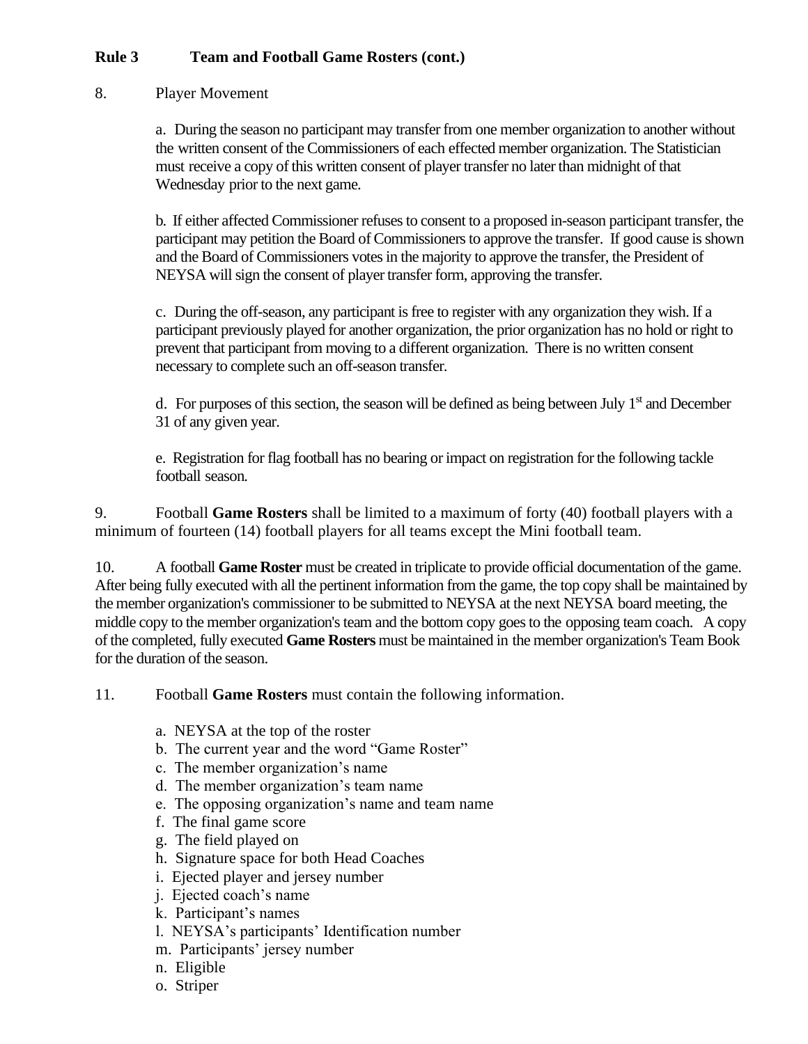**Rule 3 Team and Football Game Rosters (cont.)**

8. Player Movement

a. During the season no participant may transfer from one member organization to another without the written consent of the Commissioners of each effected member organization. The Statistician must receive a copy of this written consent of player transfer no later than midnight of that Wednesday prior to the next game.

b. If either affected Commissioner refuses to consent to a proposed in-season participant transfer, the participant may petition the Board of Commissioners to approve the transfer. If good cause is shown and the Board of Commissioners votes in the majority to approve the transfer, the President of NEYSA will sign the consent of player transfer form, approving the transfer.

c. During the off-season, any participant is free to register with any organization they wish. If a participant previously played for another organization, the prior organization has no hold or right to prevent that participant from moving to a different organization. There is no written consent necessary to complete such an off-season transfer.

d. For purposes of this section, the season will be defined as being between July 1st and December 31 of any given year.

e. Registration for flag football has no bearing or impact on registration for the following tackle football season.

9. Football **Game Rosters** shall be limited to a maximum of forty (40) football players with a minimum of fourteen (14) football players for all teams except the Mini football team.

10. A football **Game Roster** must be created in triplicate to provide official documentation of the game. After being fully executed with all the pertinent information from the game, the top copy shall be maintained by the member organization's commissioner to be submitted to NEYSA at the next NEYSA board meeting, the middle copy to the member organization's team and the bottom copy goes to the opposing team coach. A copy of the completed, fully executed **Game Rosters** must be maintained in the member organization's Team Book for the duration of the season.

11. Football **Game Rosters** must contain the following information.

a. NEYSA at the top of the roster
b. The current year and the word "Game Roster"
c. The member organization's name
d. The member organization's team name
e. The opposing organization's name and team name
f. The final game score
g. The field played on
h. Signature space for both Head Coaches
i. Ejected player and jersey number
j. Ejected coach's name
k. Participant's names
l. NEYSA's participants' Identification number
m. Participants' jersey number
n. Eligible
o. Striper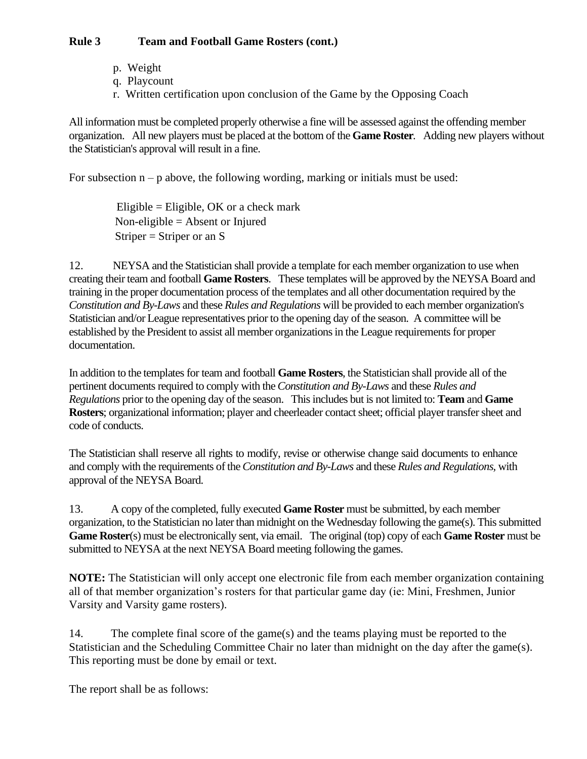**Rule 3 Team and Football Game Rosters (cont.)**

p. Weight
q. Playcount
r. Written certification upon conclusion of the Game by the Opposing Coach

All information must be completed properly otherwise a fine will be assessed against the offending member organization. All new players must be placed at the bottom of the **Game Roster**. Adding new players without the Statistician's approval will result in a fine.

For subsection n – p above, the following wording, marking or initials must be used:

Eligible = Eligible, OK or a check mark
Non-eligible = Absent or Injured
Striper = Striper or an S

12. NEYSA and the Statistician shall provide a template for each member organization to use when creating their team and football **Game Rosters**. These templates will be approved by the NEYSA Board and training in the proper documentation process of the templates and all other documentation required by the *Constitution and By-Laws* and these *Rules and Regulations* will be provided to each member organization's Statistician and/or League representatives prior to the opening day of the season. A committee will be established by the President to assist all member organizations in the League requirements for proper documentation.

In addition to the templates for team and football **Game Rosters**, the Statistician shall provide all of the pertinent documents required to comply with the *Constitution and By-Laws* and these *Rules and Regulations* prior to the opening day of the season. This includes but is not limited to: **Team** and **Game Rosters**; organizational information; player and cheerleader contact sheet; official player transfer sheet and code of conducts.

The Statistician shall reserve all rights to modify, revise or otherwise change said documents to enhance and comply with the requirements of the *Constitution and By-Laws* and these *Rules and Regulations*, with approval of the NEYSA Board.

13. A copy of the completed, fully executed **Game Roster** must be submitted, by each member organization, to the Statistician no later than midnight on the Wednesday following the game(s). This submitted **Game Roster**(s) must be electronically sent, via email. The original (top) copy of each **Game Roster** must be submitted to NEYSA at the next NEYSA Board meeting following the games.

**NOTE:** The Statistician will only accept one electronic file from each member organization containing all of that member organization's rosters for that particular game day (ie: Mini, Freshmen, Junior Varsity and Varsity game rosters).

14. The complete final score of the game(s) and the teams playing must be reported to the Statistician and the Scheduling Committee Chair no later than midnight on the day after the game(s). This reporting must be done by email or text.

The report shall be as follows: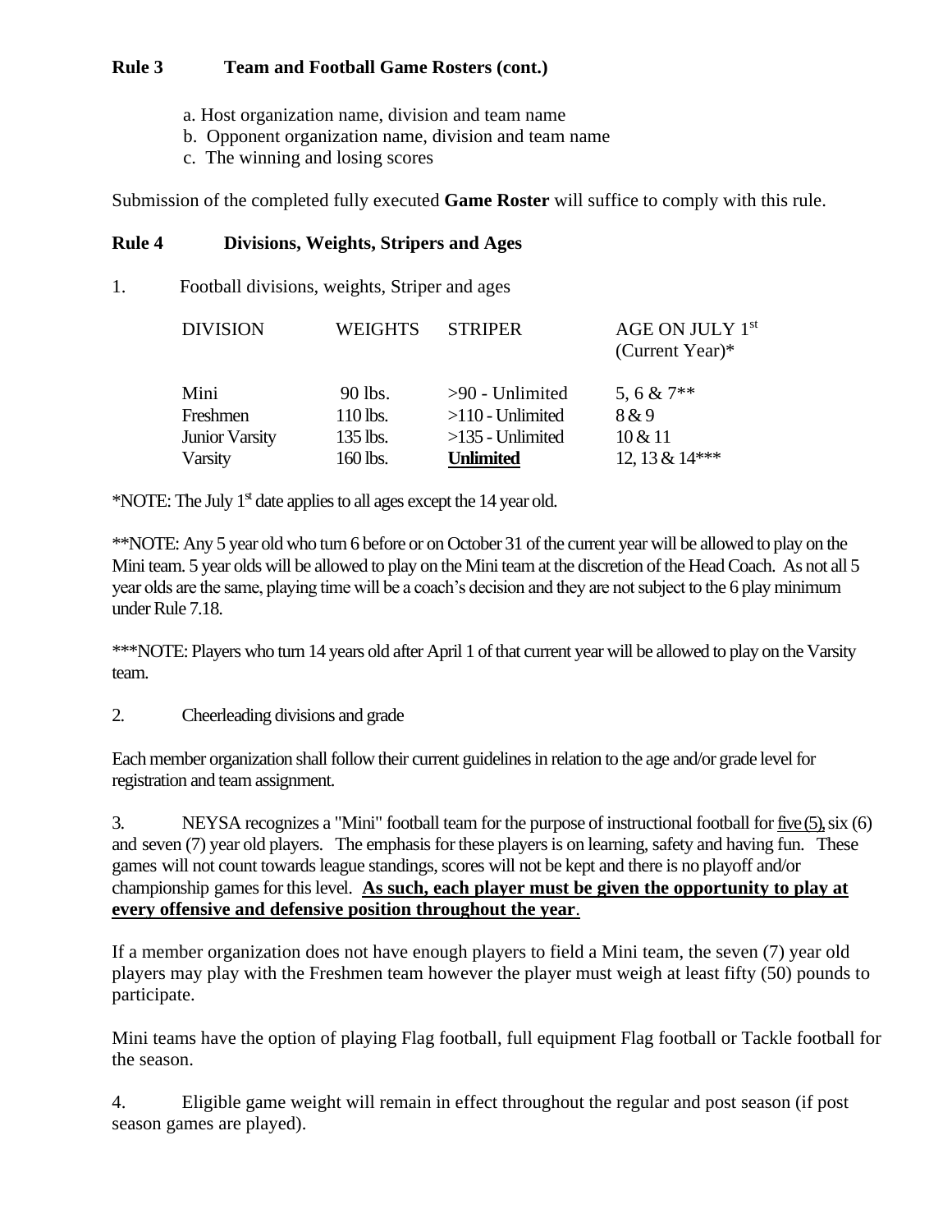**Rule 3 Team and Football Game Rosters (cont.)**

a. Host organization name, division and team name
b. Opponent organization name, division and team name
c. The winning and losing scores

Submission of the completed fully executed **Game Roster** will suffice to comply with this rule.

**Rule 4 Divisions, Weights, Stripers and Ages**

1. Football divisions, weights, Striper and ages

| DIVISION | WEIGHTS | STRIPER | AGE ON JULY 1st (Current Year)* |
|---|---|---|---|
| Mini | 90 lbs. | >90 - Unlimited | 5, 6 & 7** |
| Freshmen | 110 lbs. | >110 - Unlimited | 8 & 9 |
| Junior Varsity | 135 lbs. | >135 - Unlimited | 10 & 11 |
| Varsity | 160 lbs. | **Unlimited** | 12, 13 & 14*** |

*NOTE: The July 1st date applies to all ages except the 14 year old.

**NOTE: Any 5 year old who turn 6 before or on October 31 of the current year will be allowed to play on the Mini team. 5 year olds will be allowed to play on the Mini team at the discretion of the Head Coach. As not all 5 year olds are the same, playing time will be a coach's decision and they are not subject to the 6 play minimum under Rule 7.18.

***NOTE: Players who turn 14 years old after April 1 of that current year will be allowed to play on the Varsity team.

2. Cheerleading divisions and grade

Each member organization shall follow their current guidelines in relation to the age and/or grade level for registration and team assignment.

3. NEYSA recognizes a "Mini" football team for the purpose of instructional football for five (5), six (6) and seven (7) year old players. The emphasis for these players is on learning, safety and having fun. These games will not count towards league standings, scores will not be kept and there is no playoff and/or championship games for this level. **As such, each player must be given the opportunity to play at every offensive and defensive position throughout the year**.

If a member organization does not have enough players to field a Mini team, the seven (7) year old players may play with the Freshmen team however the player must weigh at least fifty (50) pounds to participate.

Mini teams have the option of playing Flag football, full equipment Flag football or Tackle football for the season.

4. Eligible game weight will remain in effect throughout the regular and post season (if post season games are played).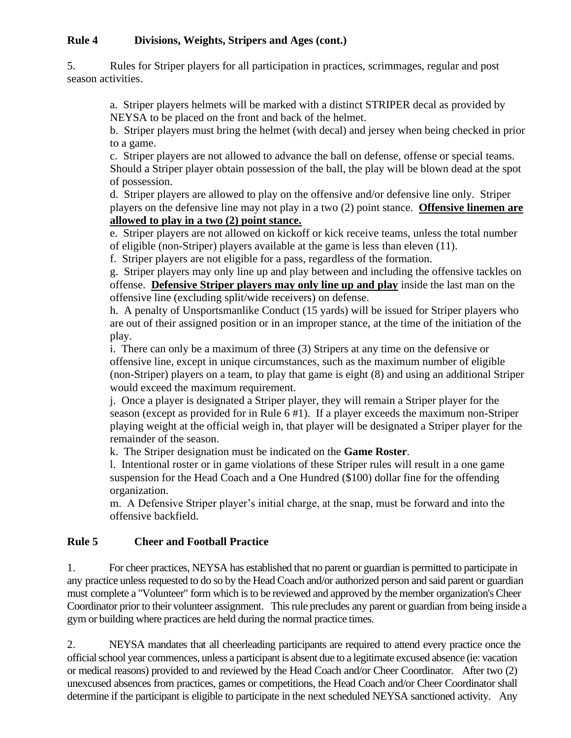## Rule 4 Divisions, Weights, Stripers and Ages (cont.)

5. Rules for Striper players for all participation in practices, scrimmages, regular and post season activities.

a. Striper players helmets will be marked with a distinct STRIPER decal as provided by NEYSA to be placed on the front and back of the helmet.
b. Striper players must bring the helmet (with decal) and jersey when being checked in prior to a game.
c. Striper players are not allowed to advance the ball on defense, offense or special teams. Should a Striper player obtain possession of the ball, the play will be blown dead at the spot of possession.
d. Striper players are allowed to play on the offensive and/or defensive line only. Striper players on the defensive line may not play in a two (2) point stance. **<u>Offensive linemen are allowed to play in a two (2) point stance.</u>**
e. Striper players are not allowed on kickoff or kick receive teams, unless the total number of eligible (non-Striper) players available at the game is less than eleven (11).
f. Striper players are not eligible for a pass, regardless of the formation.
g. Striper players may only line up and play between and including the offensive tackles on offense. **<u>Defensive Striper players may only line up and play</u>** inside the last man on the offensive line (excluding split/wide receivers) on defense.
h. A penalty of Unsportsmanlike Conduct (15 yards) will be issued for Striper players who are out of their assigned position or in an improper stance, at the time of the initiation of the play.
i. There can only be a maximum of three (3) Stripers at any time on the defensive or offensive line, except in unique circumstances, such as the maximum number of eligible (non-Striper) players on a team, to play that game is eight (8) and using an additional Striper would exceed the maximum requirement.
j. Once a player is designated a Striper player, they will remain a Striper player for the season (except as provided for in Rule 6 #1). If a player exceeds the maximum non-Striper playing weight at the official weigh in, that player will be designated a Striper player for the remainder of the season.
k. The Striper designation must be indicated on the **Game Roster**.
l. Intentional roster or in game violations of these Striper rules will result in a one game suspension for the Head Coach and a One Hundred ($100) dollar fine for the offending organization.
m. A Defensive Striper player's initial charge, at the snap, must be forward and into the offensive backfield.

## Rule 5 Cheer and Football Practice

1. For cheer practices, NEYSA has established that no parent or guardian is permitted to participate in any practice unless requested to do so by the Head Coach and/or authorized person and said parent or guardian must complete a "Volunteer" form which is to be reviewed and approved by the member organization's Cheer Coordinator prior to their volunteer assignment. This rule precludes any parent or guardian from being inside a gym or building where practices are held during the normal practice times.

2. NEYSA mandates that all cheerleading participants are required to attend every practice once the official school year commences, unless a participant is absent due to a legitimate excused absence (ie: vacation or medical reasons) provided to and reviewed by the Head Coach and/or Cheer Coordinator. After two (2) unexcused absences from practices, games or competitions, the Head Coach and/or Cheer Coordinator shall determine if the participant is eligible to participate in the next scheduled NEYSA sanctioned activity. Any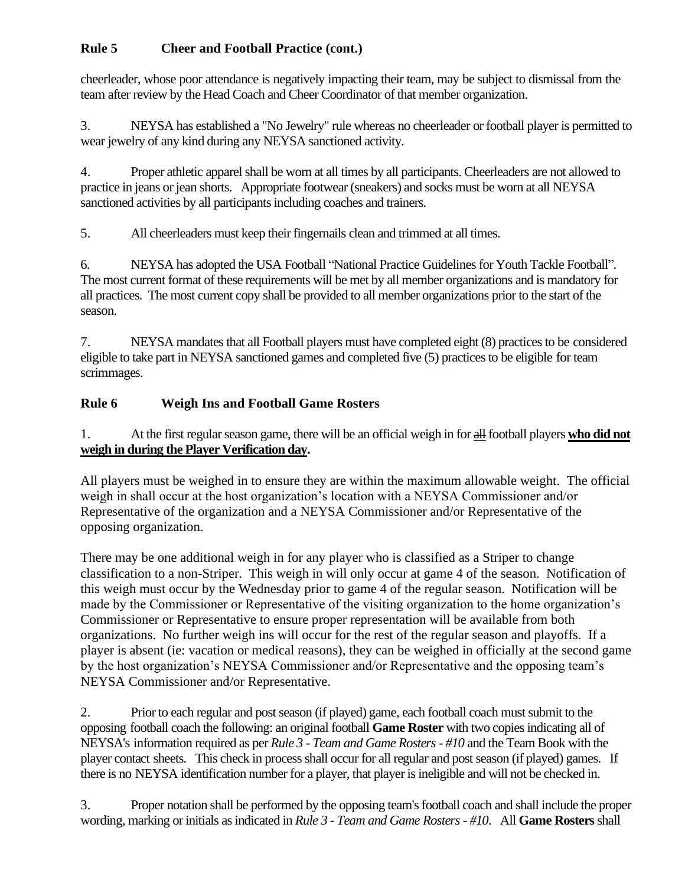**Rule 5 Cheer and Football Practice (cont.)**

cheerleader, whose poor attendance is negatively impacting their team, may be subject to dismissal from the team after review by the Head Coach and Cheer Coordinator of that member organization.

3. NEYSA has established a "No Jewelry" rule whereas no cheerleader or football player is permitted to wear jewelry of any kind during any NEYSA sanctioned activity.

4. Proper athletic apparel shall be worn at all times by all participants. Cheerleaders are not allowed to practice in jeans or jean shorts. Appropriate footwear (sneakers) and socks must be worn at all NEYSA sanctioned activities by all participants including coaches and trainers.

5. All cheerleaders must keep their fingernails clean and trimmed at all times.

6. NEYSA has adopted the USA Football "National Practice Guidelines for Youth Tackle Football". The most current format of these requirements will be met by all member organizations and is mandatory for all practices. The most current copy shall be provided to all member organizations prior to the start of the season.

7. NEYSA mandates that all Football players must have completed eight (8) practices to be considered eligible to take part in NEYSA sanctioned games and completed five (5) practices to be eligible for team scrimmages.

## Rule 6 Weigh Ins and Football Game Rosters

1. At the first regular season game, there will be an official weigh in for ~~all~~ football players **<u>who did not weigh in during the Player Verification day</u>.**

All players must be weighed in to ensure they are within the maximum allowable weight. The official weigh in shall occur at the host organization's location with a NEYSA Commissioner and/or Representative of the organization and a NEYSA Commissioner and/or Representative of the opposing organization.

There may be one additional weigh in for any player who is classified as a Striper to change classification to a non-Striper. This weigh in will only occur at game 4 of the season. Notification of this weigh must occur by the Wednesday prior to game 4 of the regular season. Notification will be made by the Commissioner or Representative of the visiting organization to the home organization's Commissioner or Representative to ensure proper representation will be available from both organizations. No further weigh ins will occur for the rest of the regular season and playoffs. If a player is absent (ie: vacation or medical reasons), they can be weighed in officially at the second game by the host organization's NEYSA Commissioner and/or Representative and the opposing team's NEYSA Commissioner and/or Representative.

2. Prior to each regular and post season (if played) game, each football coach must submit to the opposing football coach the following: an original football **Game Roster** with two copies indicating all of NEYSA's information required as per *Rule 3 - Team and Game Rosters - #10* and the Team Book with the player contact sheets. This check in process shall occur for all regular and post season (if played) games. If there is no NEYSA identification number for a player, that player is ineligible and will not be checked in.

3. Proper notation shall be performed by the opposing team's football coach and shall include the proper wording, marking or initials as indicated in *Rule 3 - Team and Game Rosters - #10*. All **Game Rosters** shall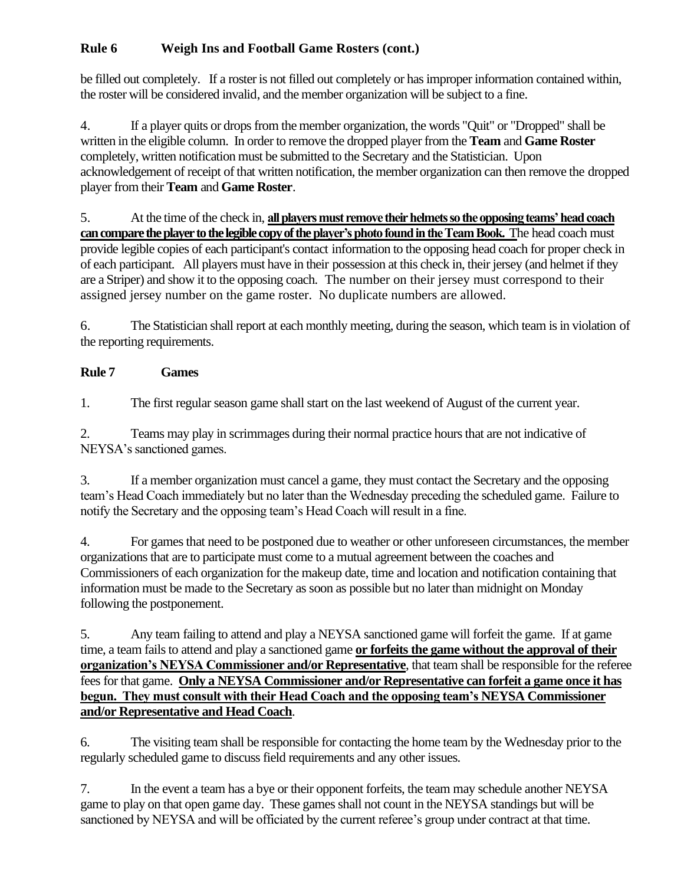## Rule 6 Weigh Ins and Football Game Rosters (cont.)

be filled out completely. If a roster is not filled out completely or has improper information contained within, the roster will be considered invalid, and the member organization will be subject to a fine.

4. If a player quits or drops from the member organization, the words "Quit" or "Dropped" shall be written in the eligible column. In order to remove the dropped player from the **Team** and **Game Roster** completely, written notification must be submitted to the Secretary and the Statistician. Upon acknowledgement of receipt of that written notification, the member organization can then remove the dropped player from their **Team** and **Game Roster**.

5. At the time of the check in, **all players must remove their helmets so the opposing teams' head coach can compare the player to the legible copy of the player's photo found in the Team Book.** The head coach must provide legible copies of each participant's contact information to the opposing head coach for proper check in of each participant. All players must have in their possession at this check in, their jersey (and helmet if they are a Striper) and show it to the opposing coach. The number on their jersey must correspond to their assigned jersey number on the game roster. No duplicate numbers are allowed.

6. The Statistician shall report at each monthly meeting, during the season, which team is in violation of the reporting requirements.

## Rule 7 Games

1. The first regular season game shall start on the last weekend of August of the current year.

2. Teams may play in scrimmages during their normal practice hours that are not indicative of NEYSA's sanctioned games.

3. If a member organization must cancel a game, they must contact the Secretary and the opposing team's Head Coach immediately but no later than the Wednesday preceding the scheduled game. Failure to notify the Secretary and the opposing team's Head Coach will result in a fine.

4. For games that need to be postponed due to weather or other unforeseen circumstances, the member organizations that are to participate must come to a mutual agreement between the coaches and Commissioners of each organization for the makeup date, time and location and notification containing that information must be made to the Secretary as soon as possible but no later than midnight on Monday following the postponement.

5. Any team failing to attend and play a NEYSA sanctioned game will forfeit the game. If at game time, a team fails to attend and play a sanctioned game **or forfeits the game without the approval of their organization's NEYSA Commissioner and/or Representative**, that team shall be responsible for the referee fees for that game. **Only a NEYSA Commissioner and/or Representative can forfeit a game once it has begun. They must consult with their Head Coach and the opposing team's NEYSA Commissioner and/or Representative and Head Coach**.

6. The visiting team shall be responsible for contacting the home team by the Wednesday prior to the regularly scheduled game to discuss field requirements and any other issues.

7. In the event a team has a bye or their opponent forfeits, the team may schedule another NEYSA game to play on that open game day. These games shall not count in the NEYSA standings but will be sanctioned by NEYSA and will be officiated by the current referee's group under contract at that time.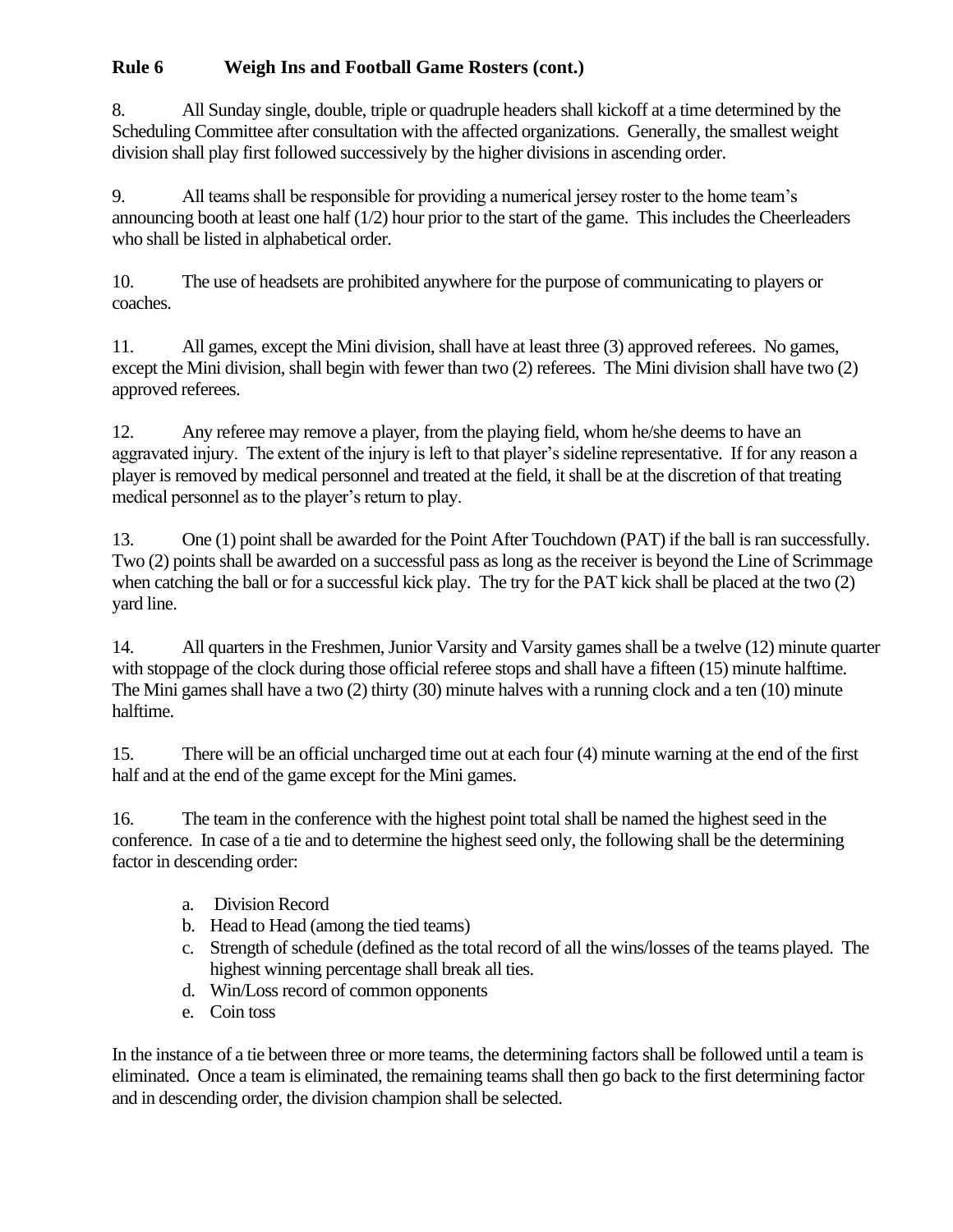## Rule 6 Weigh Ins and Football Game Rosters (cont.)

8. All Sunday single, double, triple or quadruple headers shall kickoff at a time determined by the Scheduling Committee after consultation with the affected organizations. Generally, the smallest weight division shall play first followed successively by the higher divisions in ascending order.

9. All teams shall be responsible for providing a numerical jersey roster to the home team's announcing booth at least one half (1/2) hour prior to the start of the game. This includes the Cheerleaders who shall be listed in alphabetical order.

10. The use of headsets are prohibited anywhere for the purpose of communicating to players or coaches.

11. All games, except the Mini division, shall have at least three (3) approved referees. No games, except the Mini division, shall begin with fewer than two (2) referees. The Mini division shall have two (2) approved referees.

12. Any referee may remove a player, from the playing field, whom he/she deems to have an aggravated injury. The extent of the injury is left to that player's sideline representative. If for any reason a player is removed by medical personnel and treated at the field, it shall be at the discretion of that treating medical personnel as to the player's return to play.

13. One (1) point shall be awarded for the Point After Touchdown (PAT) if the ball is ran successfully. Two (2) points shall be awarded on a successful pass as long as the receiver is beyond the Line of Scrimmage when catching the ball or for a successful kick play. The try for the PAT kick shall be placed at the two (2) yard line.

14. All quarters in the Freshmen, Junior Varsity and Varsity games shall be a twelve (12) minute quarter with stoppage of the clock during those official referee stops and shall have a fifteen (15) minute halftime. The Mini games shall have a two (2) thirty (30) minute halves with a running clock and a ten (10) minute halftime.

15. There will be an official uncharged time out at each four (4) minute warning at the end of the first half and at the end of the game except for the Mini games.

16. The team in the conference with the highest point total shall be named the highest seed in the conference. In case of a tie and to determine the highest seed only, the following shall be the determining factor in descending order:

a. Division Record
b. Head to Head (among the tied teams)
c. Strength of schedule (defined as the total record of all the wins/losses of the teams played. The highest winning percentage shall break all ties.
d. Win/Loss record of common opponents
e. Coin toss

In the instance of a tie between three or more teams, the determining factors shall be followed until a team is eliminated. Once a team is eliminated, the remaining teams shall then go back to the first determining factor and in descending order, the division champion shall be selected.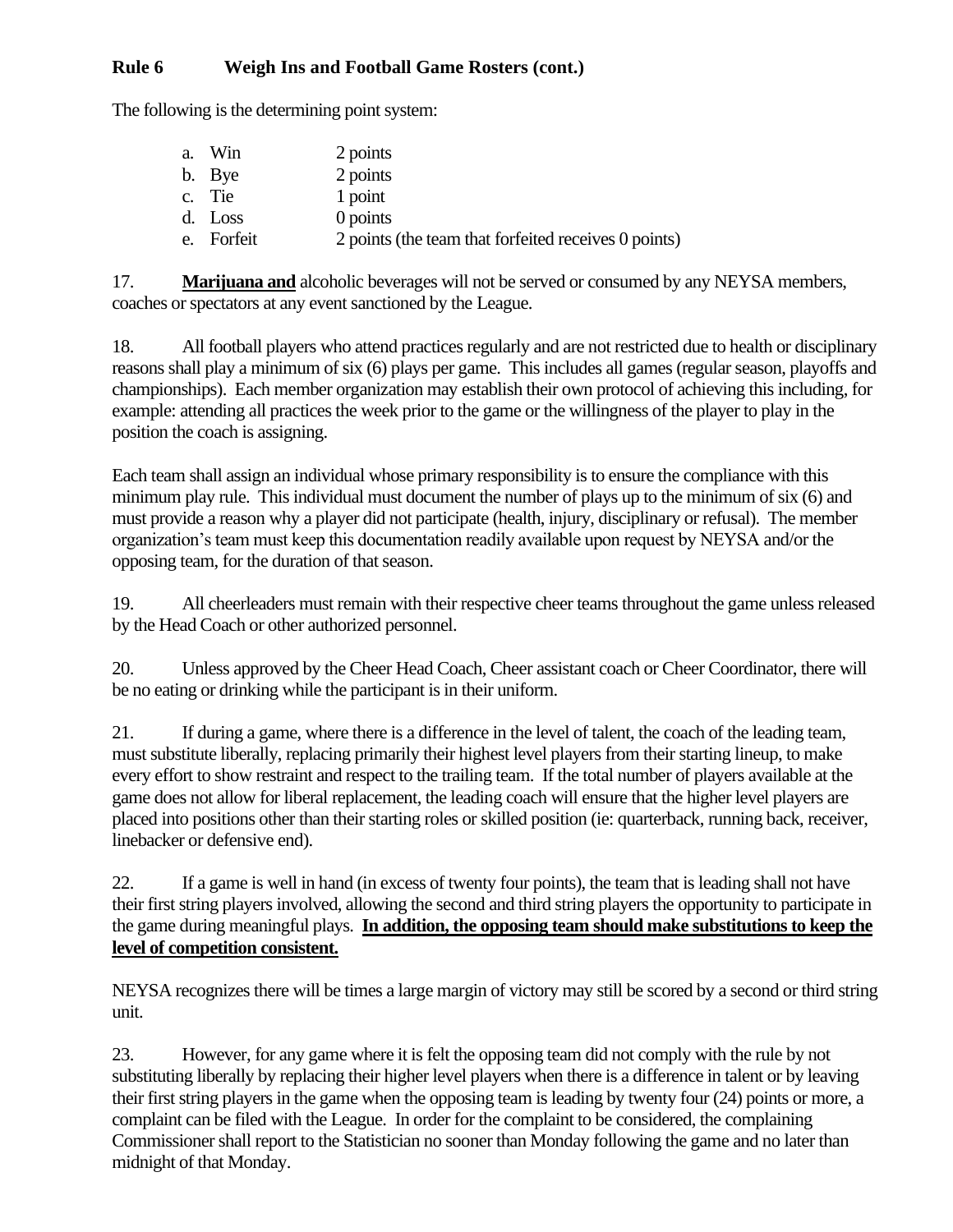**Rule 6 Weigh Ins and Football Game Rosters (cont.)**

The following is the determining point system:

a. Win 2 points
b. Bye 2 points
c. Tie 1 point
d. Loss 0 points
e. Forfeit 2 points (the team that forfeited receives 0 points)

17. **Marijuana and** alcoholic beverages will not be served or consumed by any NEYSA members, coaches or spectators at any event sanctioned by the League.

18. All football players who attend practices regularly and are not restricted due to health or disciplinary reasons shall play a minimum of six (6) plays per game. This includes all games (regular season, playoffs and championships). Each member organization may establish their own protocol of achieving this including, for example: attending all practices the week prior to the game or the willingness of the player to play in the position the coach is assigning.

Each team shall assign an individual whose primary responsibility is to ensure the compliance with this minimum play rule. This individual must document the number of plays up to the minimum of six (6) and must provide a reason why a player did not participate (health, injury, disciplinary or refusal). The member organization's team must keep this documentation readily available upon request by NEYSA and/or the opposing team, for the duration of that season.

19. All cheerleaders must remain with their respective cheer teams throughout the game unless released by the Head Coach or other authorized personnel.

20. Unless approved by the Cheer Head Coach, Cheer assistant coach or Cheer Coordinator, there will be no eating or drinking while the participant is in their uniform.

21. If during a game, where there is a difference in the level of talent, the coach of the leading team, must substitute liberally, replacing primarily their highest level players from their starting lineup, to make every effort to show restraint and respect to the trailing team. If the total number of players available at the game does not allow for liberal replacement, the leading coach will ensure that the higher level players are placed into positions other than their starting roles or skilled position (ie: quarterback, running back, receiver, linebacker or defensive end).

22. If a game is well in hand (in excess of twenty four points), the team that is leading shall not have their first string players involved, allowing the second and third string players the opportunity to participate in the game during meaningful plays. **In addition, the opposing team should make substitutions to keep the level of competition consistent.**

NEYSA recognizes there will be times a large margin of victory may still be scored by a second or third string unit.

23. However, for any game where it is felt the opposing team did not comply with the rule by not substituting liberally by replacing their higher level players when there is a difference in talent or by leaving their first string players in the game when the opposing team is leading by twenty four (24) points or more, a complaint can be filed with the League. In order for the complaint to be considered, the complaining Commissioner shall report to the Statistician no sooner than Monday following the game and no later than midnight of that Monday.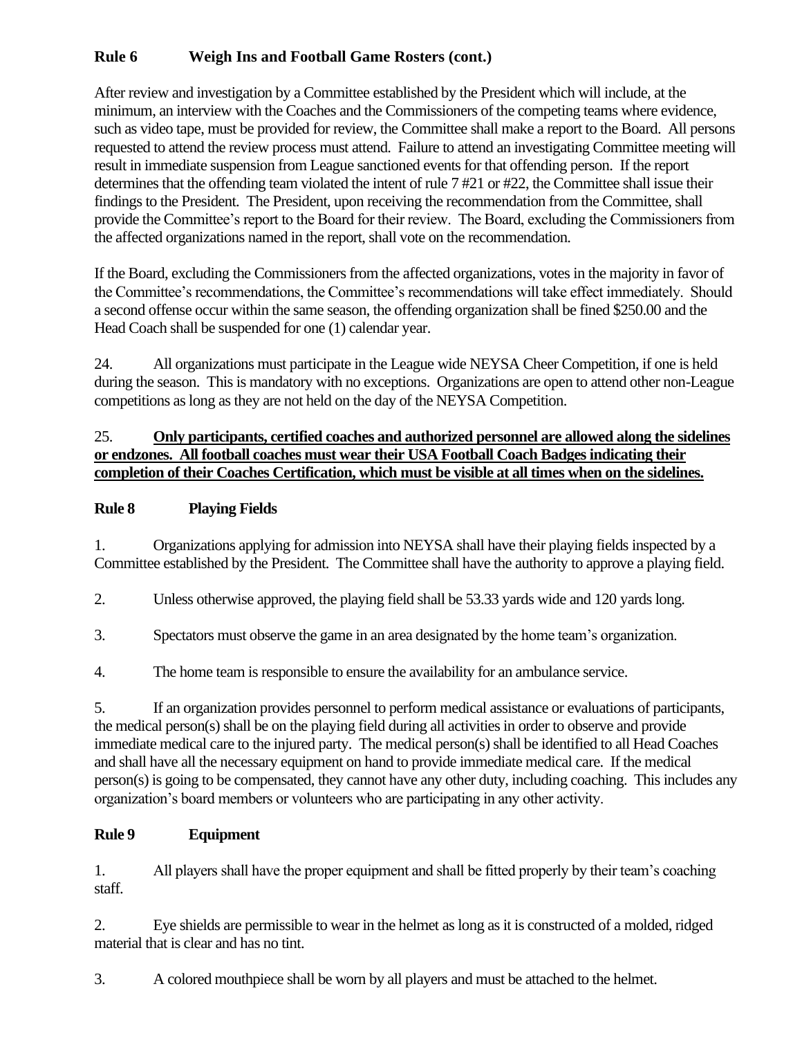## Rule 6 Weigh Ins and Football Game Rosters (cont.)

After review and investigation by a Committee established by the President which will include, at the minimum, an interview with the Coaches and the Commissioners of the competing teams where evidence, such as video tape, must be provided for review, the Committee shall make a report to the Board. All persons requested to attend the review process must attend. Failure to attend an investigating Committee meeting will result in immediate suspension from League sanctioned events for that offending person. If the report determines that the offending team violated the intent of rule 7 #21 or #22, the Committee shall issue their findings to the President. The President, upon receiving the recommendation from the Committee, shall provide the Committee's report to the Board for their review. The Board, excluding the Commissioners from the affected organizations named in the report, shall vote on the recommendation.

If the Board, excluding the Commissioners from the affected organizations, votes in the majority in favor of the Committee's recommendations, the Committee's recommendations will take effect immediately. Should a second offense occur within the same season, the offending organization shall be fined $250.00 and the Head Coach shall be suspended for one (1) calendar year.

24. All organizations must participate in the League wide NEYSA Cheer Competition, if one is held during the season. This is mandatory with no exceptions. Organizations are open to attend other non-League competitions as long as they are not held on the day of the NEYSA Competition.

25. **<u>Only participants, certified coaches and authorized personnel are allowed along the sidelines or endzones. All football coaches must wear their USA Football Coach Badges indicating their completion of their Coaches Certification, which must be visible at all times when on the sidelines.</u>**

## Rule 8 Playing Fields

1. Organizations applying for admission into NEYSA shall have their playing fields inspected by a Committee established by the President. The Committee shall have the authority to approve a playing field.

2. Unless otherwise approved, the playing field shall be 53.33 yards wide and 120 yards long.

3. Spectators must observe the game in an area designated by the home team's organization.

4. The home team is responsible to ensure the availability for an ambulance service.

5. If an organization provides personnel to perform medical assistance or evaluations of participants, the medical person(s) shall be on the playing field during all activities in order to observe and provide immediate medical care to the injured party. The medical person(s) shall be identified to all Head Coaches and shall have all the necessary equipment on hand to provide immediate medical care. If the medical person(s) is going to be compensated, they cannot have any other duty, including coaching. This includes any organization's board members or volunteers who are participating in any other activity.

## Rule 9 Equipment

1. All players shall have the proper equipment and shall be fitted properly by their team's coaching staff.

2. Eye shields are permissible to wear in the helmet as long as it is constructed of a molded, ridged material that is clear and has no tint.

3. A colored mouthpiece shall be worn by all players and must be attached to the helmet.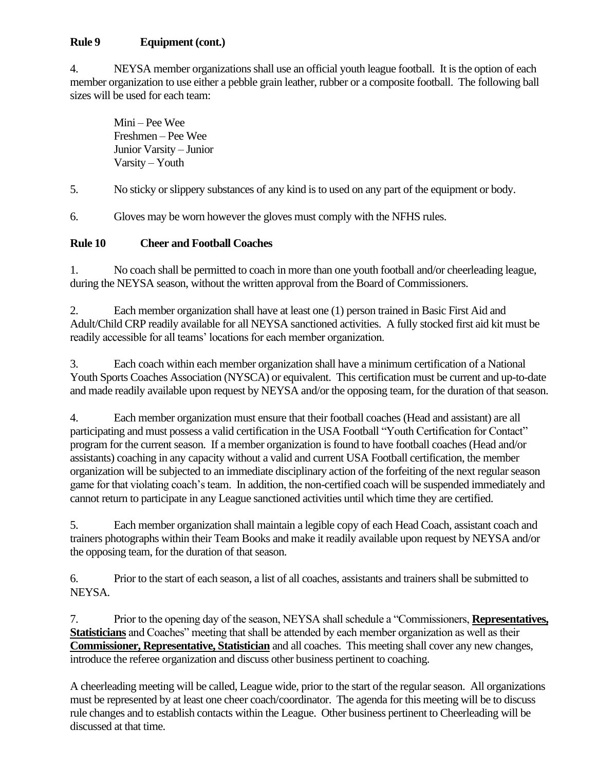**Rule 9 Equipment (cont.)**

4. NEYSA member organizations shall use an official youth league football. It is the option of each member organization to use either a pebble grain leather, rubber or a composite football. The following ball sizes will be used for each team:

Mini – Pee Wee
Freshmen – Pee Wee
Junior Varsity – Junior
Varsity – Youth

5. No sticky or slippery substances of any kind is to used on any part of the equipment or body.

6. Gloves may be worn however the gloves must comply with the NFHS rules.

**Rule 10 Cheer and Football Coaches**

1. No coach shall be permitted to coach in more than one youth football and/or cheerleading league, during the NEYSA season, without the written approval from the Board of Commissioners.

2. Each member organization shall have at least one (1) person trained in Basic First Aid and Adult/Child CRP readily available for all NEYSA sanctioned activities. A fully stocked first aid kit must be readily accessible for all teams' locations for each member organization.

3. Each coach within each member organization shall have a minimum certification of a National Youth Sports Coaches Association (NYSCA) or equivalent. This certification must be current and up-to-date and made readily available upon request by NEYSA and/or the opposing team, for the duration of that season.

4. Each member organization must ensure that their football coaches (Head and assistant) are all participating and must possess a valid certification in the USA Football "Youth Certification for Contact" program for the current season. If a member organization is found to have football coaches (Head and/or assistants) coaching in any capacity without a valid and current USA Football certification, the member organization will be subjected to an immediate disciplinary action of the forfeiting of the next regular season game for that violating coach's team. In addition, the non-certified coach will be suspended immediately and cannot return to participate in any League sanctioned activities until which time they are certified.

5. Each member organization shall maintain a legible copy of each Head Coach, assistant coach and trainers photographs within their Team Books and make it readily available upon request by NEYSA and/or the opposing team, for the duration of that season.

6. Prior to the start of each season, a list of all coaches, assistants and trainers shall be submitted to NEYSA.

7. Prior to the opening day of the season, NEYSA shall schedule a "Commissioners, **Representatives, Statisticians** and Coaches" meeting that shall be attended by each member organization as well as their **Commissioner, Representative, Statistician** and all coaches. This meeting shall cover any new changes, introduce the referee organization and discuss other business pertinent to coaching.

A cheerleading meeting will be called, League wide, prior to the start of the regular season. All organizations must be represented by at least one cheer coach/coordinator. The agenda for this meeting will be to discuss rule changes and to establish contacts within the League. Other business pertinent to Cheerleading will be discussed at that time.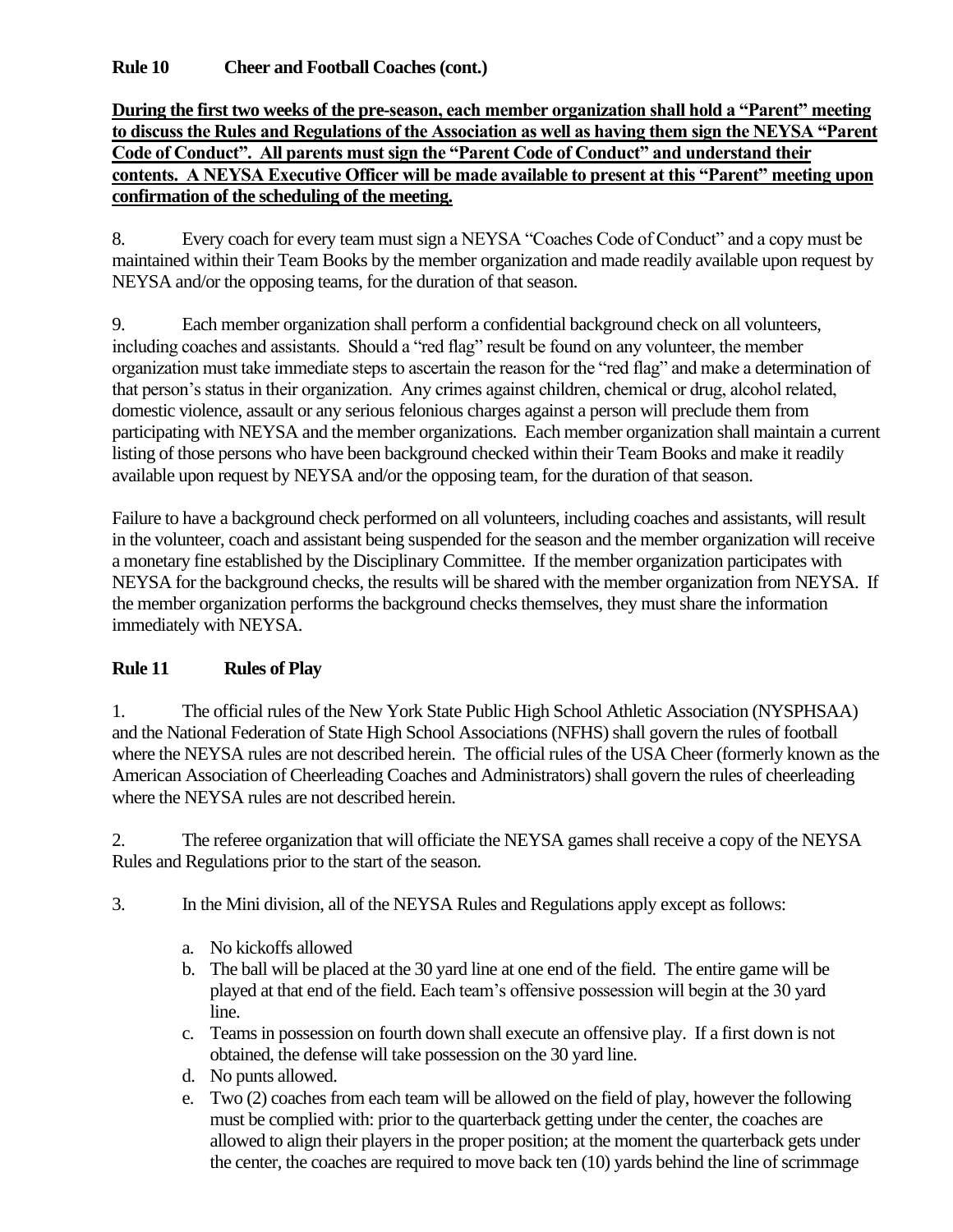**Rule 10 Cheer and Football Coaches (cont.)**

**During the first two weeks of the pre-season, each member organization shall hold a "Parent" meeting to discuss the Rules and Regulations of the Association as well as having them sign the NEYSA "Parent Code of Conduct". All parents must sign the "Parent Code of Conduct" and understand their contents. A NEYSA Executive Officer will be made available to present at this "Parent" meeting upon confirmation of the scheduling of the meeting.**

8. Every coach for every team must sign a NEYSA "Coaches Code of Conduct" and a copy must be maintained within their Team Books by the member organization and made readily available upon request by NEYSA and/or the opposing teams, for the duration of that season.

9. Each member organization shall perform a confidential background check on all volunteers, including coaches and assistants. Should a "red flag" result be found on any volunteer, the member organization must take immediate steps to ascertain the reason for the "red flag" and make a determination of that person's status in their organization. Any crimes against children, chemical or drug, alcohol related, domestic violence, assault or any serious felonious charges against a person will preclude them from participating with NEYSA and the member organizations. Each member organization shall maintain a current listing of those persons who have been background checked within their Team Books and make it readily available upon request by NEYSA and/or the opposing team, for the duration of that season.

Failure to have a background check performed on all volunteers, including coaches and assistants, will result in the volunteer, coach and assistant being suspended for the season and the member organization will receive a monetary fine established by the Disciplinary Committee. If the member organization participates with NEYSA for the background checks, the results will be shared with the member organization from NEYSA. If the member organization performs the background checks themselves, they must share the information immediately with NEYSA.

**Rule 11 Rules of Play**

1. The official rules of the New York State Public High School Athletic Association (NYSPHSAA) and the National Federation of State High School Associations (NFHS) shall govern the rules of football where the NEYSA rules are not described herein. The official rules of the USA Cheer (formerly known as the American Association of Cheerleading Coaches and Administrators) shall govern the rules of cheerleading where the NEYSA rules are not described herein.

2. The referee organization that will officiate the NEYSA games shall receive a copy of the NEYSA Rules and Regulations prior to the start of the season.

3. In the Mini division, all of the NEYSA Rules and Regulations apply except as follows:

   a. No kickoffs allowed
   b. The ball will be placed at the 30 yard line at one end of the field. The entire game will be played at that end of the field. Each team's offensive possession will begin at the 30 yard line.
   c. Teams in possession on fourth down shall execute an offensive play. If a first down is not obtained, the defense will take possession on the 30 yard line.
   d. No punts allowed.
   e. Two (2) coaches from each team will be allowed on the field of play, however the following must be complied with: prior to the quarterback getting under the center, the coaches are allowed to align their players in the proper position; at the moment the quarterback gets under the center, the coaches are required to move back ten (10) yards behind the line of scrimmage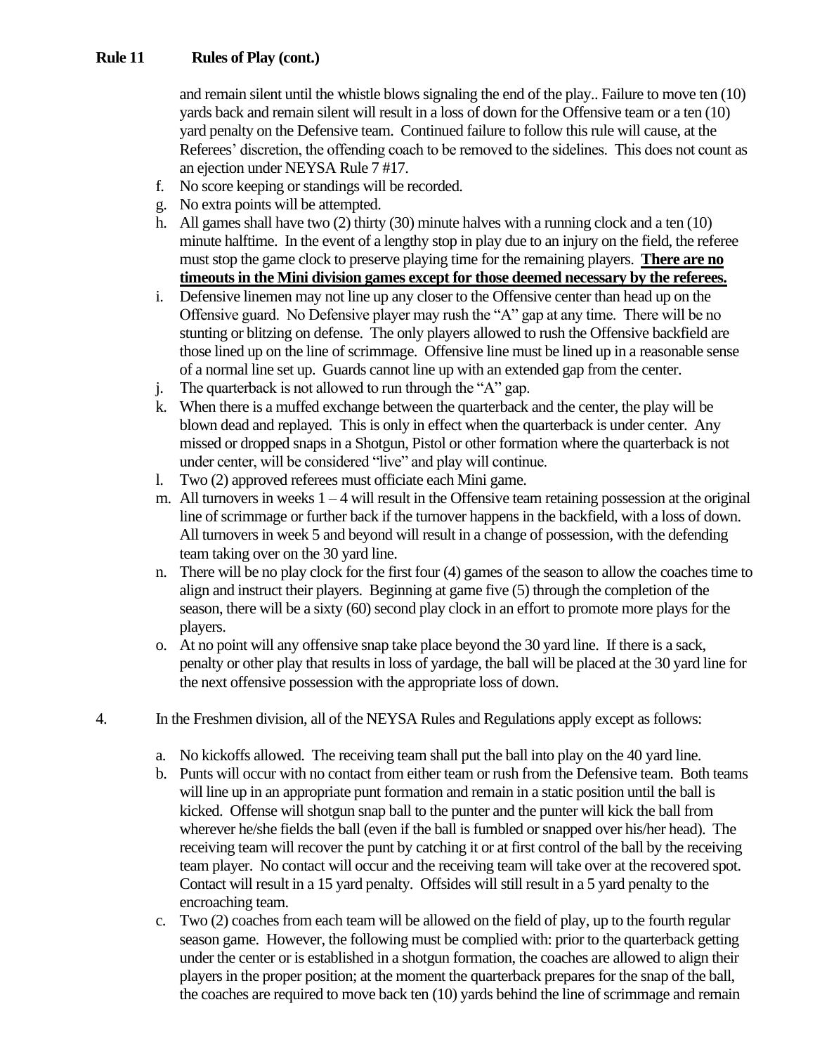**Rule 11 Rules of Play (cont.)**

and remain silent until the whistle blows signaling the end of the play.. Failure to move ten (10) yards back and remain silent will result in a loss of down for the Offensive team or a ten (10) yard penalty on the Defensive team. Continued failure to follow this rule will cause, at the Referees' discretion, the offending coach to be removed to the sidelines. This does not count as an ejection under NEYSA Rule 7 #17.

f. No score keeping or standings will be recorded.

g. No extra points will be attempted.

h. All games shall have two (2) thirty (30) minute halves with a running clock and a ten (10) minute halftime. In the event of a lengthy stop in play due to an injury on the field, the referee must stop the game clock to preserve playing time for the remaining players. **There are no timeouts in the Mini division games except for those deemed necessary by the referees.**

i. Defensive linemen may not line up any closer to the Offensive center than head up on the Offensive guard. No Defensive player may rush the "A" gap at any time. There will be no stunting or blitzing on defense. The only players allowed to rush the Offensive backfield are those lined up on the line of scrimmage. Offensive line must be lined up in a reasonable sense of a normal line set up. Guards cannot line up with an extended gap from the center.

j. The quarterback is not allowed to run through the "A" gap.

k. When there is a muffed exchange between the quarterback and the center, the play will be blown dead and replayed. This is only in effect when the quarterback is under center. Any missed or dropped snaps in a Shotgun, Pistol or other formation where the quarterback is not under center, will be considered "live" and play will continue.

l. Two (2) approved referees must officiate each Mini game.

m. All turnovers in weeks 1 – 4 will result in the Offensive team retaining possession at the original line of scrimmage or further back if the turnover happens in the backfield, with a loss of down. All turnovers in week 5 and beyond will result in a change of possession, with the defending team taking over on the 30 yard line.

n. There will be no play clock for the first four (4) games of the season to allow the coaches time to align and instruct their players. Beginning at game five (5) through the completion of the season, there will be a sixty (60) second play clock in an effort to promote more plays for the players.

o. At no point will any offensive snap take place beyond the 30 yard line. If there is a sack, penalty or other play that results in loss of yardage, the ball will be placed at the 30 yard line for the next offensive possession with the appropriate loss of down.

4. In the Freshmen division, all of the NEYSA Rules and Regulations apply except as follows:

a. No kickoffs allowed. The receiving team shall put the ball into play on the 40 yard line.

b. Punts will occur with no contact from either team or rush from the Defensive team. Both teams will line up in an appropriate punt formation and remain in a static position until the ball is kicked. Offense will shotgun snap ball to the punter and the punter will kick the ball from wherever he/she fields the ball (even if the ball is fumbled or snapped over his/her head). The receiving team will recover the punt by catching it or at first control of the ball by the receiving team player. No contact will occur and the receiving team will take over at the recovered spot. Contact will result in a 15 yard penalty. Offsides will still result in a 5 yard penalty to the encroaching team.

c. Two (2) coaches from each team will be allowed on the field of play, up to the fourth regular season game. However, the following must be complied with: prior to the quarterback getting under the center or is established in a shotgun formation, the coaches are allowed to align their players in the proper position; at the moment the quarterback prepares for the snap of the ball, the coaches are required to move back ten (10) yards behind the line of scrimmage and remain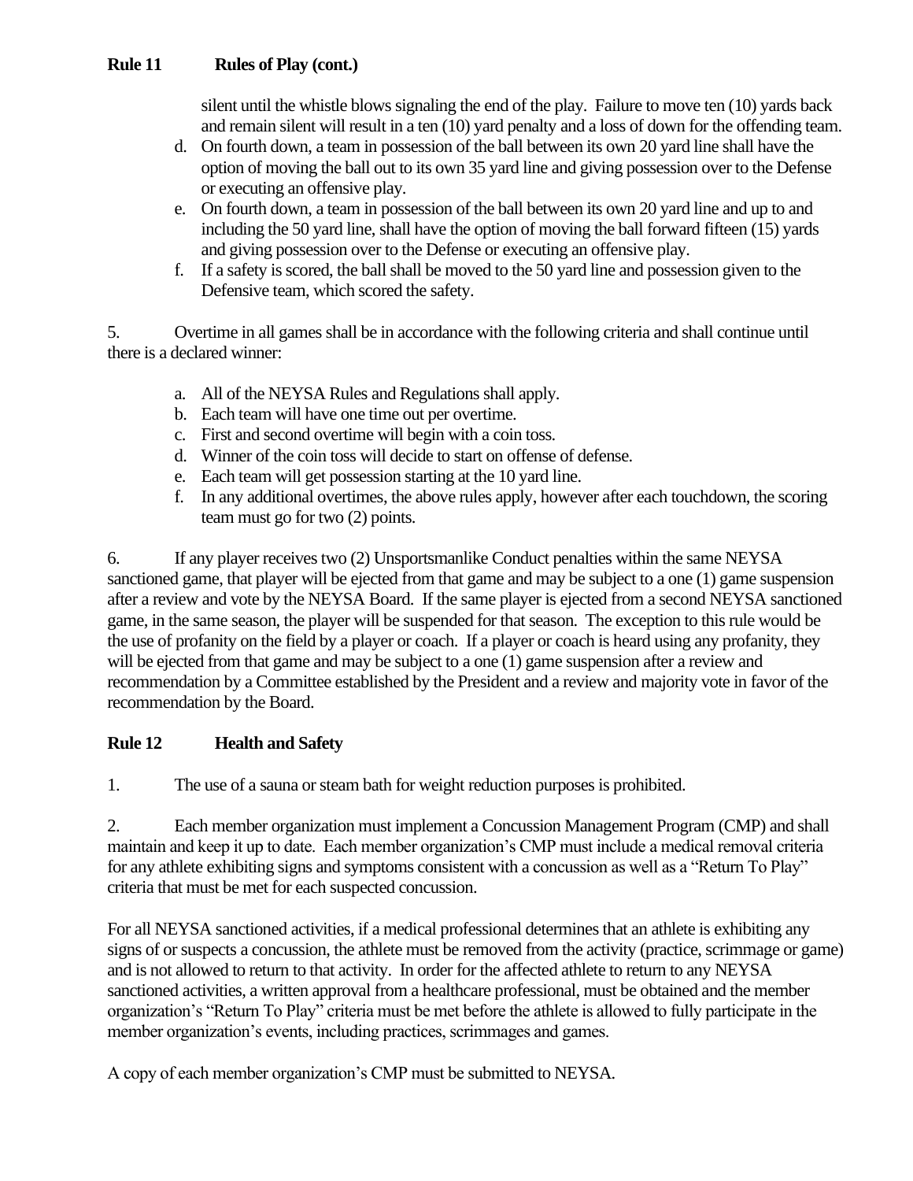**Rule 11 Rules of Play (cont.)**

silent until the whistle blows signaling the end of the play. Failure to move ten (10) yards back and remain silent will result in a ten (10) yard penalty and a loss of down for the offending team.

d. On fourth down, a team in possession of the ball between its own 20 yard line shall have the option of moving the ball out to its own 35 yard line and giving possession over to the Defense or executing an offensive play.

e. On fourth down, a team in possession of the ball between its own 20 yard line and up to and including the 50 yard line, shall have the option of moving the ball forward fifteen (15) yards and giving possession over to the Defense or executing an offensive play.

f. If a safety is scored, the ball shall be moved to the 50 yard line and possession given to the Defensive team, which scored the safety.

5. Overtime in all games shall be in accordance with the following criteria and shall continue until there is a declared winner:

a. All of the NEYSA Rules and Regulations shall apply.
b. Each team will have one time out per overtime.
c. First and second overtime will begin with a coin toss.
d. Winner of the coin toss will decide to start on offense of defense.
e. Each team will get possession starting at the 10 yard line.
f. In any additional overtimes, the above rules apply, however after each touchdown, the scoring team must go for two (2) points.

6. If any player receives two (2) Unsportsmanlike Conduct penalties within the same NEYSA sanctioned game, that player will be ejected from that game and may be subject to a one (1) game suspension after a review and vote by the NEYSA Board. If the same player is ejected from a second NEYSA sanctioned game, in the same season, the player will be suspended for that season. The exception to this rule would be the use of profanity on the field by a player or coach. If a player or coach is heard using any profanity, they will be ejected from that game and may be subject to a one (1) game suspension after a review and recommendation by a Committee established by the President and a review and majority vote in favor of the recommendation by the Board.

**Rule 12 Health and Safety**

1. The use of a sauna or steam bath for weight reduction purposes is prohibited.

2. Each member organization must implement a Concussion Management Program (CMP) and shall maintain and keep it up to date. Each member organization's CMP must include a medical removal criteria for any athlete exhibiting signs and symptoms consistent with a concussion as well as a "Return To Play" criteria that must be met for each suspected concussion.

For all NEYSA sanctioned activities, if a medical professional determines that an athlete is exhibiting any signs of or suspects a concussion, the athlete must be removed from the activity (practice, scrimmage or game) and is not allowed to return to that activity. In order for the affected athlete to return to any NEYSA sanctioned activities, a written approval from a healthcare professional, must be obtained and the member organization's "Return To Play" criteria must be met before the athlete is allowed to fully participate in the member organization's events, including practices, scrimmages and games.

A copy of each member organization's CMP must be submitted to NEYSA.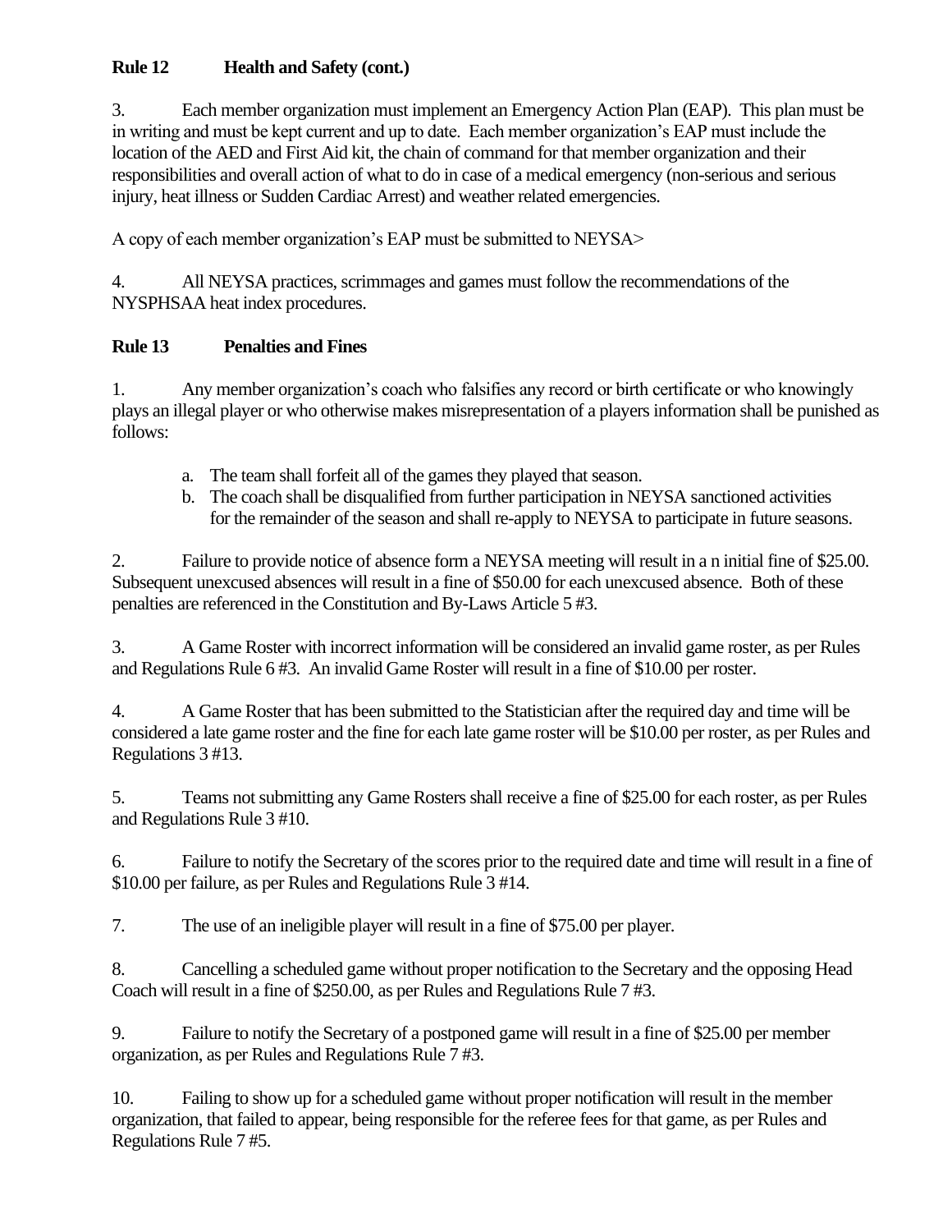**Rule 12 Health and Safety (cont.)**

3. Each member organization must implement an Emergency Action Plan (EAP). This plan must be in writing and must be kept current and up to date. Each member organization's EAP must include the location of the AED and First Aid kit, the chain of command for that member organization and their responsibilities and overall action of what to do in case of a medical emergency (non-serious and serious injury, heat illness or Sudden Cardiac Arrest) and weather related emergencies.

A copy of each member organization's EAP must be submitted to NEYSA>

4. All NEYSA practices, scrimmages and games must follow the recommendations of the NYSPHSAA heat index procedures.

**Rule 13 Penalties and Fines**

1. Any member organization's coach who falsifies any record or birth certificate or who knowingly plays an illegal player or who otherwise makes misrepresentation of a players information shall be punished as follows:

   a. The team shall forfeit all of the games they played that season.
   b. The coach shall be disqualified from further participation in NEYSA sanctioned activities for the remainder of the season and shall re-apply to NEYSA to participate in future seasons.

2. Failure to provide notice of absence form a NEYSA meeting will result in a n initial fine of $25.00. Subsequent unexcused absences will result in a fine of $50.00 for each unexcused absence. Both of these penalties are referenced in the Constitution and By-Laws Article 5 #3.

3. A Game Roster with incorrect information will be considered an invalid game roster, as per Rules and Regulations Rule 6 #3. An invalid Game Roster will result in a fine of $10.00 per roster.

4. A Game Roster that has been submitted to the Statistician after the required day and time will be considered a late game roster and the fine for each late game roster will be $10.00 per roster, as per Rules and Regulations 3 #13.

5. Teams not submitting any Game Rosters shall receive a fine of $25.00 for each roster, as per Rules and Regulations Rule 3 #10.

6. Failure to notify the Secretary of the scores prior to the required date and time will result in a fine of $10.00 per failure, as per Rules and Regulations Rule 3 #14.

7. The use of an ineligible player will result in a fine of $75.00 per player.

8. Cancelling a scheduled game without proper notification to the Secretary and the opposing Head Coach will result in a fine of $250.00, as per Rules and Regulations Rule 7 #3.

9. Failure to notify the Secretary of a postponed game will result in a fine of $25.00 per member organization, as per Rules and Regulations Rule 7 #3.

10. Failing to show up for a scheduled game without proper notification will result in the member organization, that failed to appear, being responsible for the referee fees for that game, as per Rules and Regulations Rule 7 #5.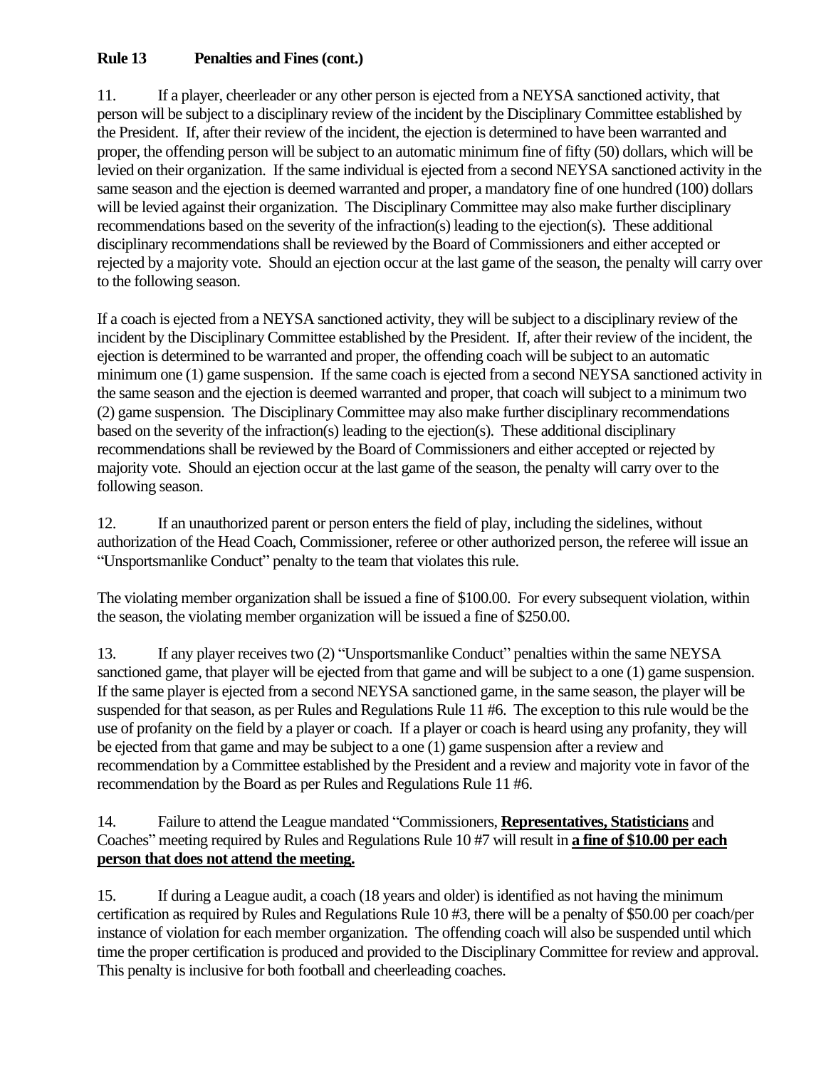**Rule 13 Penalties and Fines (cont.)**

11. If a player, cheerleader or any other person is ejected from a NEYSA sanctioned activity, that person will be subject to a disciplinary review of the incident by the Disciplinary Committee established by the President. If, after their review of the incident, the ejection is determined to have been warranted and proper, the offending person will be subject to an automatic minimum fine of fifty (50) dollars, which will be levied on their organization. If the same individual is ejected from a second NEYSA sanctioned activity in the same season and the ejection is deemed warranted and proper, a mandatory fine of one hundred (100) dollars will be levied against their organization. The Disciplinary Committee may also make further disciplinary recommendations based on the severity of the infraction(s) leading to the ejection(s). These additional disciplinary recommendations shall be reviewed by the Board of Commissioners and either accepted or rejected by a majority vote. Should an ejection occur at the last game of the season, the penalty will carry over to the following season.

If a coach is ejected from a NEYSA sanctioned activity, they will be subject to a disciplinary review of the incident by the Disciplinary Committee established by the President. If, after their review of the incident, the ejection is determined to be warranted and proper, the offending coach will be subject to an automatic minimum one (1) game suspension. If the same coach is ejected from a second NEYSA sanctioned activity in the same season and the ejection is deemed warranted and proper, that coach will subject to a minimum two (2) game suspension. The Disciplinary Committee may also make further disciplinary recommendations based on the severity of the infraction(s) leading to the ejection(s). These additional disciplinary recommendations shall be reviewed by the Board of Commissioners and either accepted or rejected by majority vote. Should an ejection occur at the last game of the season, the penalty will carry over to the following season.

12. If an unauthorized parent or person enters the field of play, including the sidelines, without authorization of the Head Coach, Commissioner, referee or other authorized person, the referee will issue an "Unsportsmanlike Conduct" penalty to the team that violates this rule.

The violating member organization shall be issued a fine of $100.00. For every subsequent violation, within the season, the violating member organization will be issued a fine of $250.00.

13. If any player receives two (2) "Unsportsmanlike Conduct" penalties within the same NEYSA sanctioned game, that player will be ejected from that game and will be subject to a one (1) game suspension. If the same player is ejected from a second NEYSA sanctioned game, in the same season, the player will be suspended for that season, as per Rules and Regulations Rule 11 #6. The exception to this rule would be the use of profanity on the field by a player or coach. If a player or coach is heard using any profanity, they will be ejected from that game and may be subject to a one (1) game suspension after a review and recommendation by a Committee established by the President and a review and majority vote in favor of the recommendation by the Board as per Rules and Regulations Rule 11 #6.

14. Failure to attend the League mandated "Commissioners, **Representatives, Statisticians** and Coaches" meeting required by Rules and Regulations Rule 10 #7 will result in **a fine of $10.00 per each person that does not attend the meeting.**

15. If during a League audit, a coach (18 years and older) is identified as not having the minimum certification as required by Rules and Regulations Rule 10 #3, there will be a penalty of $50.00 per coach/per instance of violation for each member organization. The offending coach will also be suspended until which time the proper certification is produced and provided to the Disciplinary Committee for review and approval. This penalty is inclusive for both football and cheerleading coaches.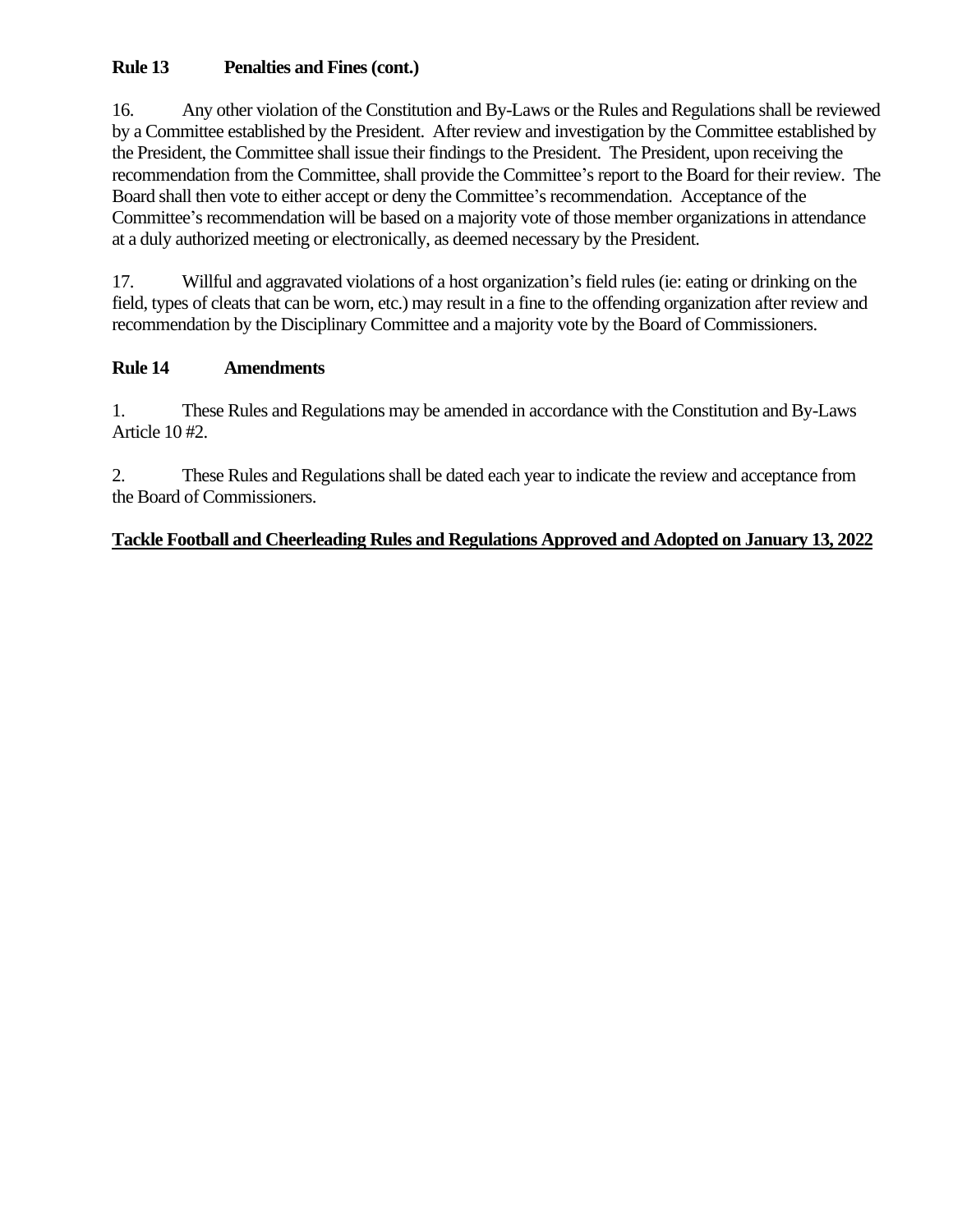**Rule 13 Penalties and Fines (cont.)**

16. Any other violation of the Constitution and By-Laws or the Rules and Regulations shall be reviewed by a Committee established by the President. After review and investigation by the Committee established by the President, the Committee shall issue their findings to the President. The President, upon receiving the recommendation from the Committee, shall provide the Committee's report to the Board for their review. The Board shall then vote to either accept or deny the Committee's recommendation. Acceptance of the Committee's recommendation will be based on a majority vote of those member organizations in attendance at a duly authorized meeting or electronically, as deemed necessary by the President.

17. Willful and aggravated violations of a host organization's field rules (ie: eating or drinking on the field, types of cleats that can be worn, etc.) may result in a fine to the offending organization after review and recommendation by the Disciplinary Committee and a majority vote by the Board of Commissioners.

**Rule 14 Amendments**

1. These Rules and Regulations may be amended in accordance with the Constitution and By-Laws Article 10 #2.

2. These Rules and Regulations shall be dated each year to indicate the review and acceptance from the Board of Commissioners.

**Tackle Football and Cheerleading Rules and Regulations Approved and Adopted on January 13, 2022**